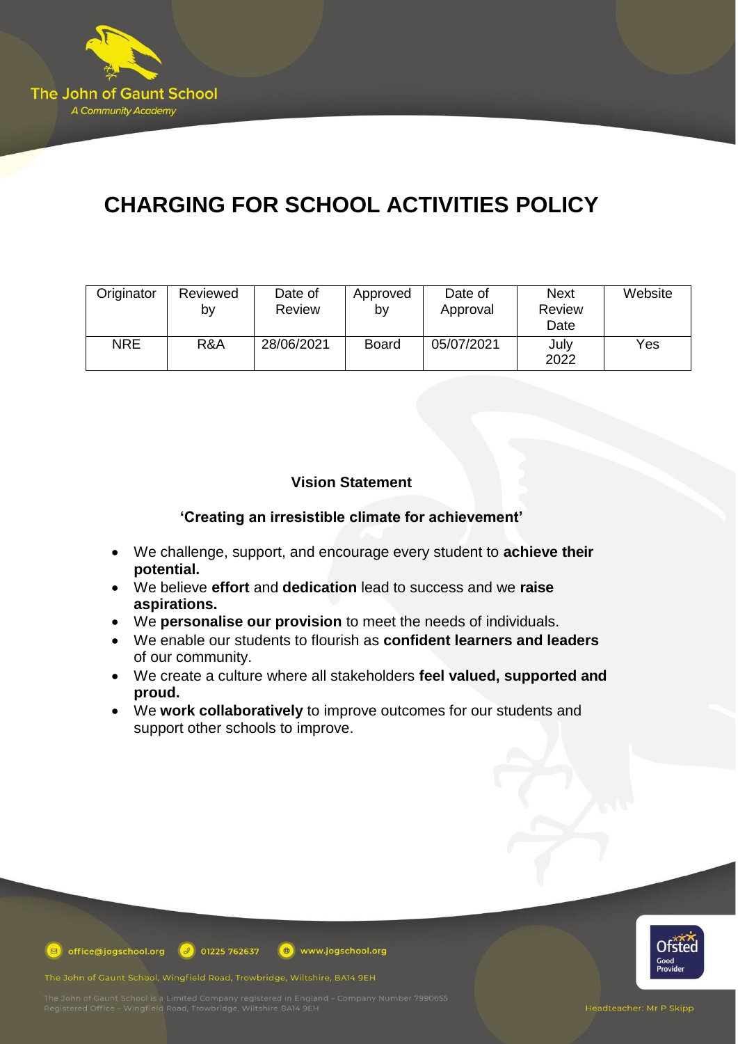# CHARGING FOR SCHOOL ACTIVITIES POLICY

| Originator | Reviewed by | Date of Review | Approved by | Date of Approval | Next Review Date | Website |
|---|---|---|---|---|---|---|
| NRE | R&A | 28/06/2021 | Board | 05/07/2021 | July 2022 | Yes |

**Vision Statement**

**'Creating an irresistible climate for achievement'**

- We challenge, support, and encourage every student to **achieve their potential.**
- We believe **effort** and **dedication** lead to success and we **raise aspirations.**
- We **personalise our provision** to meet the needs of individuals.
- We enable our students to flourish as **confident learners and leaders** of our community.
- We create a culture where all stakeholders **feel valued, supported and proud.**
- We **work collaboratively** to improve outcomes for our students and support other schools to improve.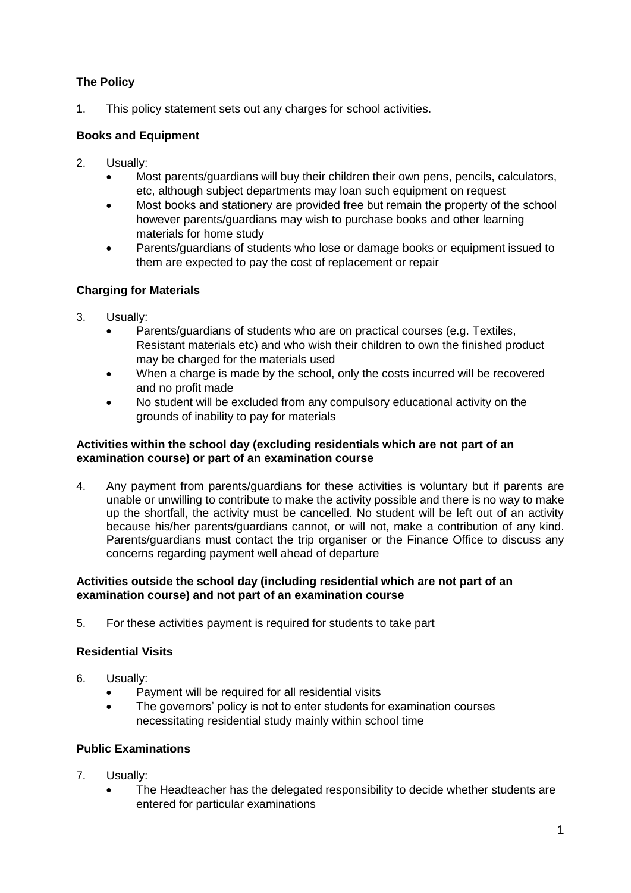**The Policy**

1. This policy statement sets out any charges for school activities.

**Books and Equipment**

2. Usually:
   - Most parents/guardians will buy their children their own pens, pencils, calculators, etc, although subject departments may loan such equipment on request
   - Most books and stationery are provided free but remain the property of the school however parents/guardians may wish to purchase books and other learning materials for home study
   - Parents/guardians of students who lose or damage books or equipment issued to them are expected to pay the cost of replacement or repair

**Charging for Materials**

3. Usually:
   - Parents/guardians of students who are on practical courses (e.g. Textiles, Resistant materials etc) and who wish their children to own the finished product may be charged for the materials used
   - When a charge is made by the school, only the costs incurred will be recovered and no profit made
   - No student will be excluded from any compulsory educational activity on the grounds of inability to pay for materials

**Activities within the school day (excluding residentials which are not part of an examination course) or part of an examination course**

4. Any payment from parents/guardians for these activities is voluntary but if parents are unable or unwilling to contribute to make the activity possible and there is no way to make up the shortfall, the activity must be cancelled. No student will be left out of an activity because his/her parents/guardians cannot, or will not, make a contribution of any kind. Parents/guardians must contact the trip organiser or the Finance Office to discuss any concerns regarding payment well ahead of departure

**Activities outside the school day (including residential which are not part of an examination course) and not part of an examination course**

5. For these activities payment is required for students to take part

**Residential Visits**

6. Usually:
   - Payment will be required for all residential visits
   - The governors' policy is not to enter students for examination courses necessitating residential study mainly within school time

**Public Examinations**

7. Usually:
   - The Headteacher has the delegated responsibility to decide whether students are entered for particular examinations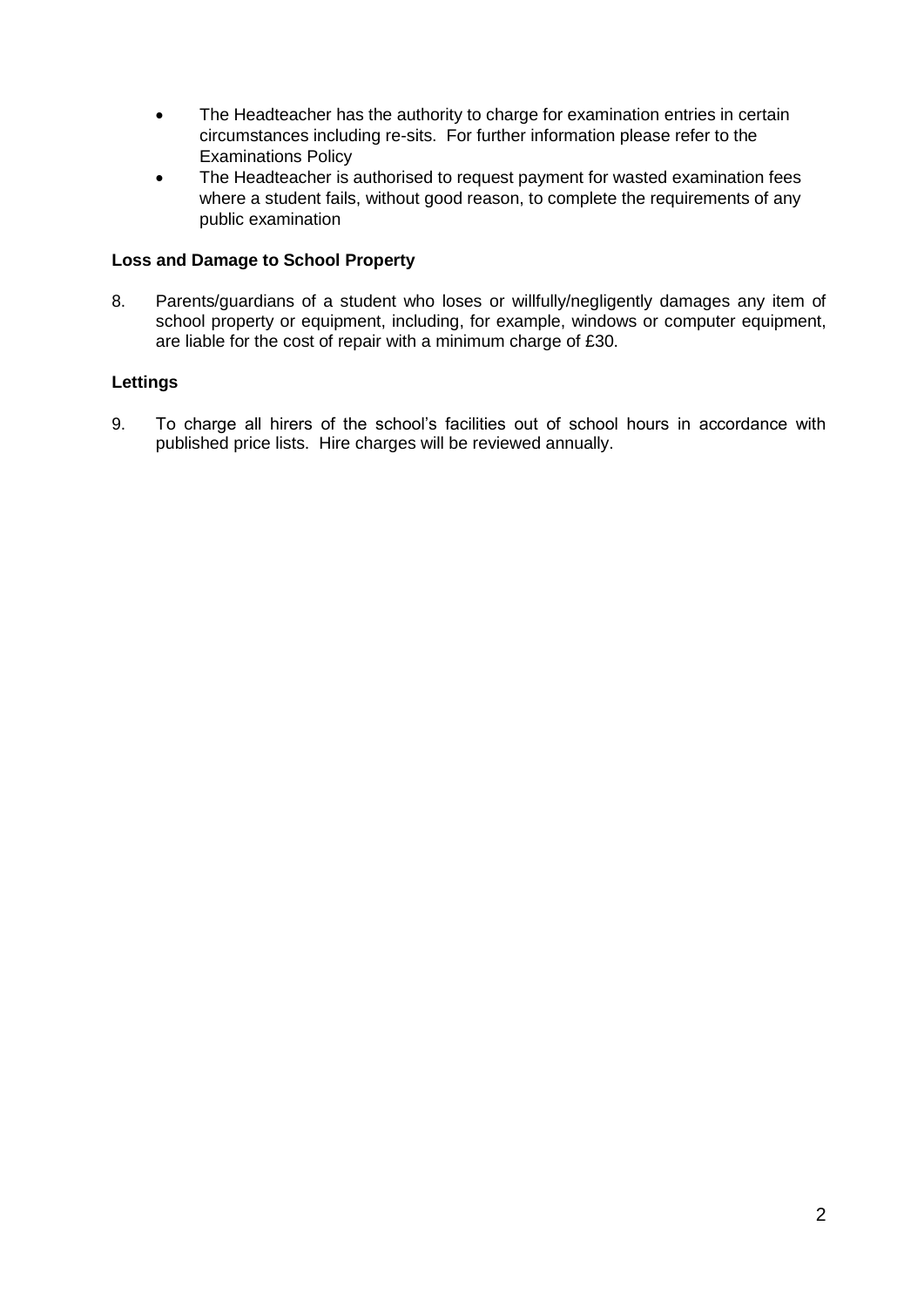- The Headteacher has the authority to charge for examination entries in certain circumstances including re-sits. For further information please refer to the Examinations Policy
- The Headteacher is authorised to request payment for wasted examination fees where a student fails, without good reason, to complete the requirements of any public examination

**Loss and Damage to School Property**

8. Parents/guardians of a student who loses or willfully/negligently damages any item of school property or equipment, including, for example, windows or computer equipment, are liable for the cost of repair with a minimum charge of £30.

**Lettings**

9. To charge all hirers of the school's facilities out of school hours in accordance with published price lists. Hire charges will be reviewed annually.